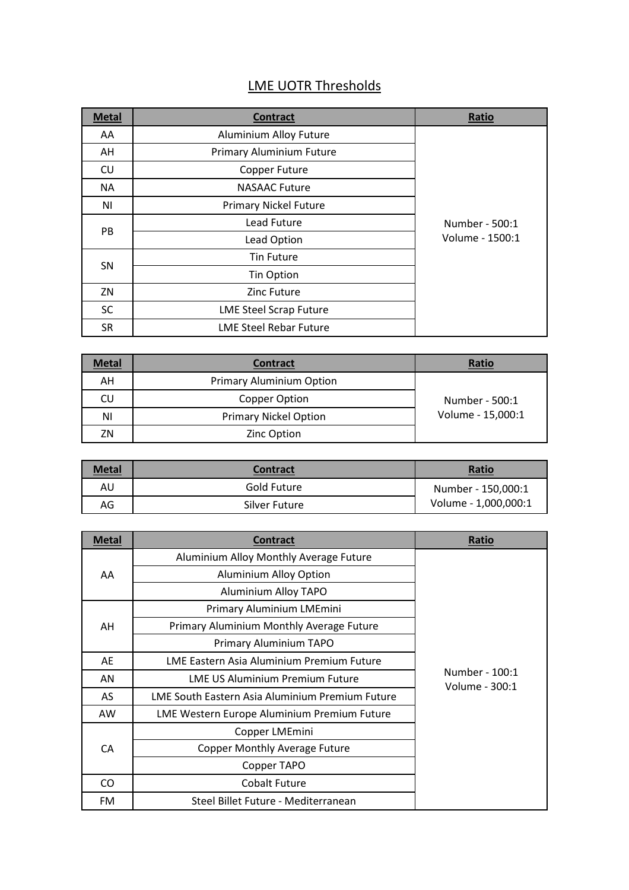# LME UOTR Thresholds

| Metal | Contract | Ratio |
|---|---|---|
| AA | Aluminium Alloy Future | Number - 500:1<br>Volume - 1500:1 |
| AH | Primary Aluminium Future | |
| CU | Copper Future | |
| NA | NASAAC Future | |
| NI | Primary Nickel Future | |
| PB | Lead Future | |
| | Lead Option | |
| SN | Tin Future | |
| | Tin Option | |
| ZN | Zinc Future | |
| SC | LME Steel Scrap Future | |
| SR | LME Steel Rebar Future | |

| Metal | Contract | Ratio |
|---|---|---|
| AH | Primary Aluminium Option | Number - 500:1<br>Volume - 15,000:1 |
| CU | Copper Option | |
| NI | Primary Nickel Option | |
| ZN | Zinc Option | |

| Metal | Contract | Ratio |
|---|---|---|
| AU | Gold Future | Number - 150,000:1<br>Volume - 1,000,000:1 |
| AG | Silver Future | |

| Metal | Contract | Ratio |
|---|---|---|
| AA | Aluminium Alloy Monthly Average Future | Number - 100:1<br>Volume - 300:1 |
| | Aluminium Alloy Option | |
| | Aluminium Alloy TAPO | |
| AH | Primary Aluminium LMEmini | |
| | Primary Aluminium Monthly Average Future | |
| | Primary Aluminium TAPO | |
| AE | LME Eastern Asia Aluminium Premium Future | |
| AN | LME US Aluminium Premium Future | |
| AS | LME South Eastern Asia Aluminium Premium Future | |
| AW | LME Western Europe Aluminium Premium Future | |
| CA | Copper LMEmini | |
| | Copper Monthly Average Future | |
| | Copper TAPO | |
| CO | Cobalt Future | |
| FM | Steel Billet Future - Mediterranean | |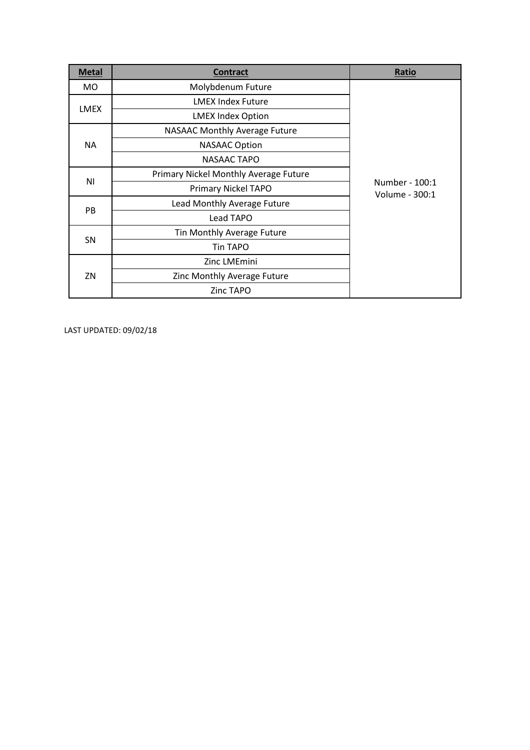| Metal | Contract | Ratio |
|---|---|---|
| MO | Molybdenum Future | Number - 100:1<br>Volume - 300:1 |
| LMEX | LMEX Index Future | |
| | LMEX Index Option | |
| NA | NASAAC Monthly Average Future | |
| | NASAAC Option | |
| | NASAAC TAPO | |
| NI | Primary Nickel Monthly Average Future | |
| | Primary Nickel TAPO | |
| PB | Lead Monthly Average Future | |
| | Lead TAPO | |
| SN | Tin Monthly Average Future | |
| | Tin TAPO | |
| ZN | Zinc LMEmini | |
| | Zinc Monthly Average Future | |
| | Zinc TAPO | |

LAST UPDATED: 09/02/18